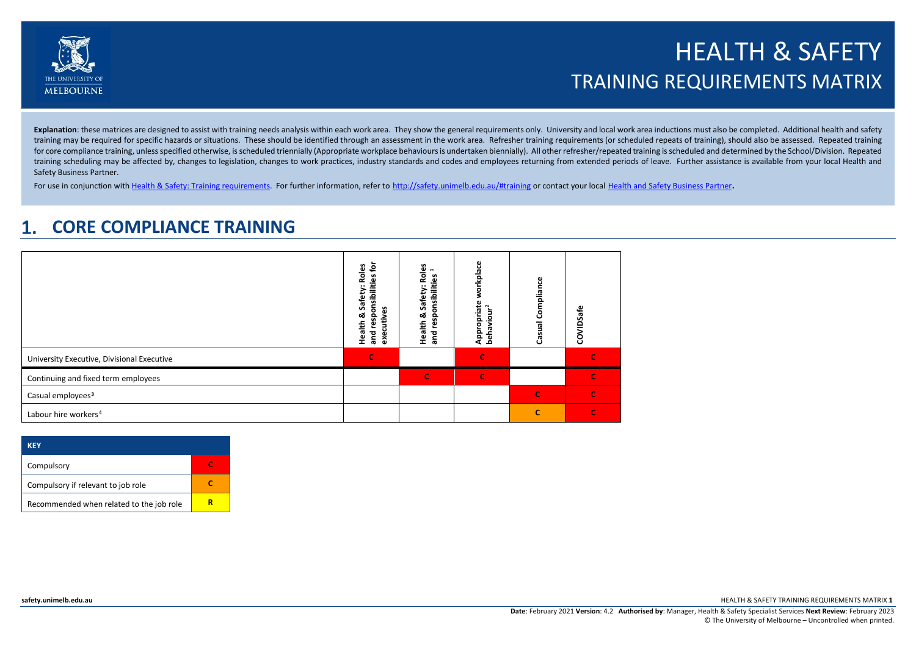# HEALTH & SAFETY
## TRAINING REQUIREMENTS MATRIX

**Explanation**: these matrices are designed to assist with training needs analysis within each work area. They show the general requirements only. University and local work area inductions must also be completed. Additional health and safety training may be required for specific hazards or situations. These should be identified through an assessment in the work area. Refresher training requirements (or scheduled repeats of training), should also be assessed. Repeated training for core compliance training, unless specified otherwise, is scheduled triennially (Appropriate workplace behaviours is undertaken biennially). All other refresher/repeated training is scheduled and determined by the School/Division. Repeated training scheduling may be affected by, changes to legislation, changes to work practices, industry standards and codes and employees returning from extended periods of leave. Further assistance is available from your local Health and Safety Business Partner.

For use in conjunction with [Health & Safety: Training requirements](). For further information, refer to [http://safety.unimelb.edu.au/#training](http://safety.unimelb.edu.au/#training) or contact your local [Health and Safety Business Partner]().

## 1. CORE COMPLIANCE TRAINING

| | Health & Safety: Roles and responsibilities for executives | Health & Safety: Roles and responsibilities [1] | Appropriate workplace behaviour[2] | Casual Compliance | COVIDSafe |
|---|---|---|---|---|---|
| University Executive, Divisional Executive | C | | C | | C |
| Continuing and fixed term employees | | C | C | | C |
| Casual employees[3] | | | | C | C |
| Labour hire workers[4] | | | | C (if relevant to job role) | C |

| KEY | |
|---|---|
| Compulsory | C |
| Compulsory if relevant to job role | C |
| Recommended when related to the job role | R |

**Date**: February 2021 **Version**: 4.2 **Authorised by**: Manager, Health & Safety Specialist Services **Next Review**: February 2023
© The University of Melbourne – Uncontrolled when printed.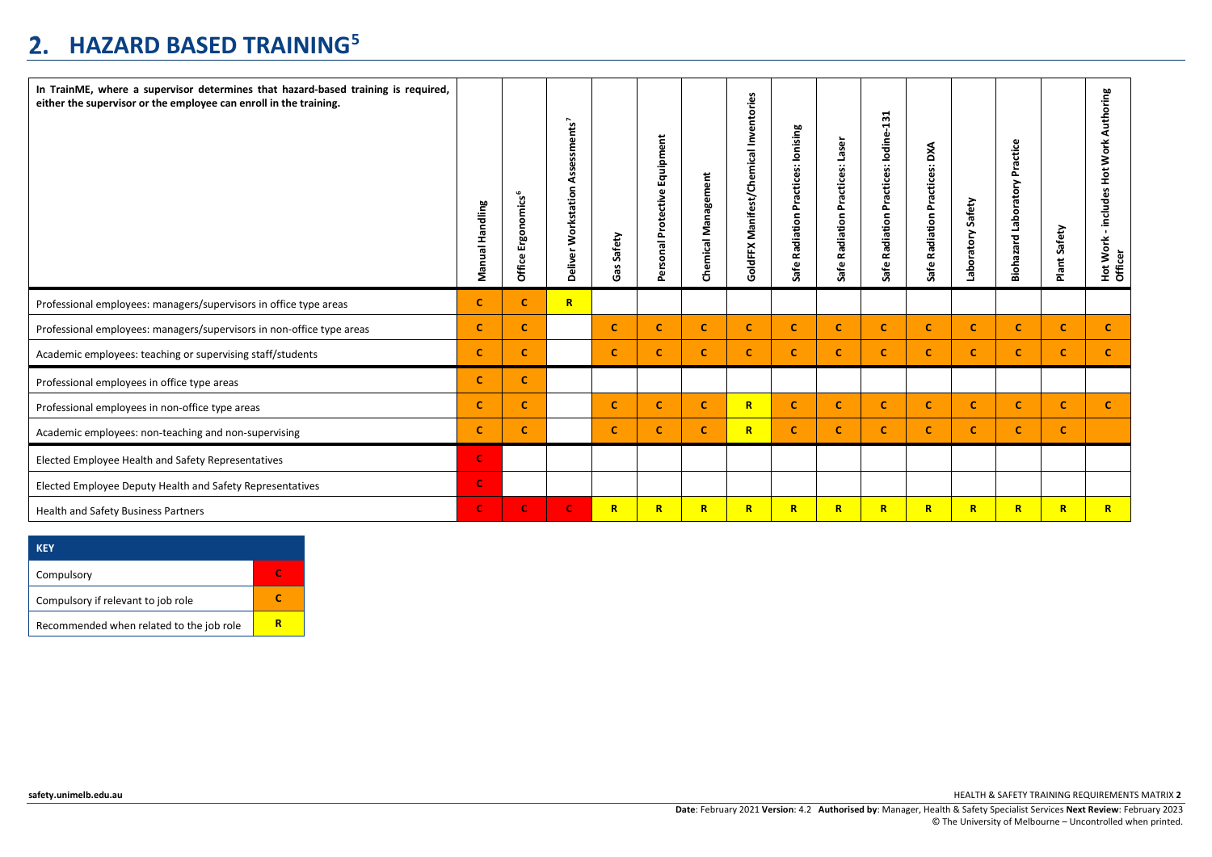## 2. HAZARD BASED TRAINING[5]

| In TrainME, where a supervisor determines that hazard-based training is required, either the supervisor or the employee can enroll in the training. | Manual Handling | Office Ergonomics[6] | Deliver Workstation Assessments[7] | Gas Safety | Personal Protective Equipment | Chemical Management | GoldFFX Manifest/Chemical Inventories | Safe Radiation Practices: Ionising | Safe Radiation Practices: Laser | Safe Radiation Practices: Iodine-131 | Safe Radiation Practices: DXA | Laboratory Safety | Biohazard Laboratory Practice | Plant Safety | Hot Work - includes Hot Work Authoring Officer |
|---|---|---|---|---|---|---|---|---|---|---|---|---|---|---|---|
| Professional employees: managers/supervisors in office type areas | C | C | R | | | | | | | | | | | | |
| Professional employees: managers/supervisors in non-office type areas | C | C | | C | C | C | C | C | C | C | C | C | C | C | C |
| Academic employees: teaching or supervising staff/students | C | C | | C | C | C | C | C | C | C | C | C | C | C | C |
| Professional employees in office type areas | C | C | | | | | | | | | | | | | |
| Professional employees in non-office type areas | C | C | | C | C | C | R | C | C | C | C | C | C | C | C |
| Academic employees: non-teaching and non-supervising | C | C | | C | C | C | R | C | C | C | C | C | C | C | |
| Elected Employee Health and Safety Representatives | C | | | | | | | | | | | | | | |
| Elected Employee Deputy Health and Safety Representatives | C | | | | | | | | | | | | | | |
| Health and Safety Business Partners | C | C | C | R | R | R | R | R | R | R | R | R | R | R | R |

| KEY | |
|---|---|
| Compulsory | C |
| Compulsory if relevant to job role | C |
| Recommended when related to the job role | R |

**Date**: February 2021 **Version**: 4.2 **Authorised by**: Manager, Health & Safety Specialist Services **Next Review**: February 2023
© The University of Melbourne – Uncontrolled when printed.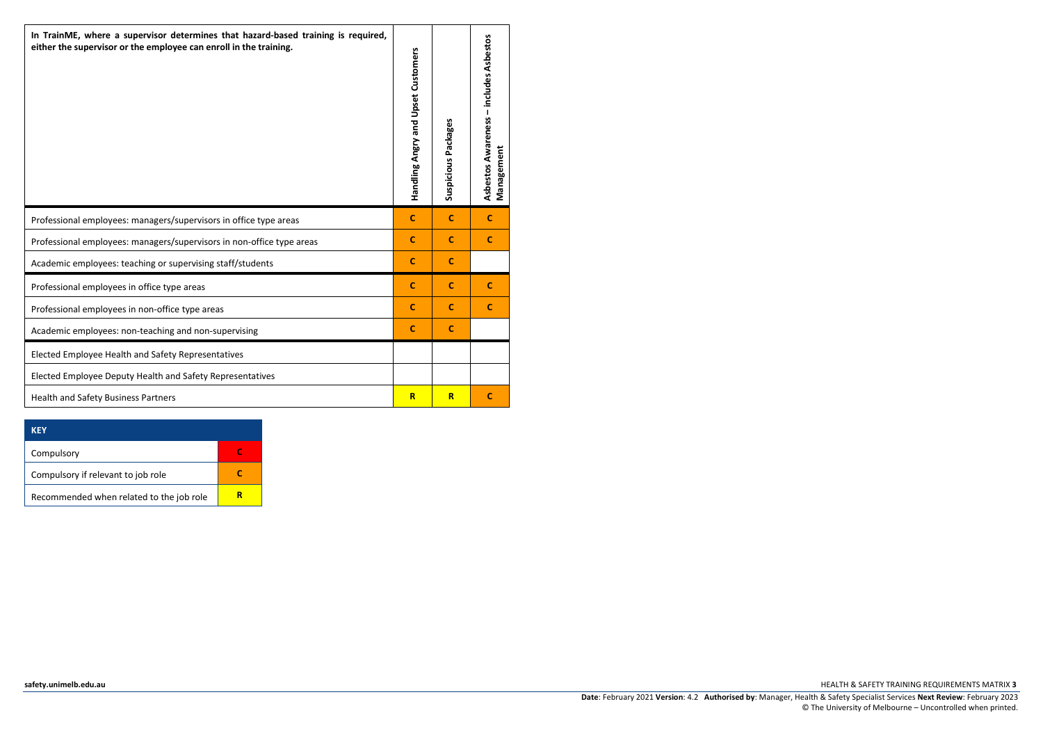| In TrainME, where a supervisor determines that hazard-based training is required, either the supervisor or the employee can enroll in the training. | Handling Angry and Upset Customers | Suspicious Packages | Asbestos Awareness – includes Asbestos Management |
|---|---|---|---|
| Professional employees: managers/supervisors in office type areas | C | C | C |
| Professional employees: managers/supervisors in non-office type areas | C | C | C |
| Academic employees: teaching or supervising staff/students | C | C | |
| Professional employees in office type areas | C | C | C |
| Professional employees in non-office type areas | C | C | C |
| Academic employees: non-teaching and non-supervising | C | C | |
| Elected Employee Health and Safety Representatives | | | |
| Elected Employee Deputy Health and Safety Representatives | | | |
| Health and Safety Business Partners | R | R | C |

| KEY | |
|---|---|
| Compulsory | C |
| Compulsory if relevant to job role | C |
| Recommended when related to the job role | R |

**Date**: February 2021 **Version**: 4.2 **Authorised by**: Manager, Health & Safety Specialist Services **Next Review**: February 2023
© The University of Melbourne – Uncontrolled when printed.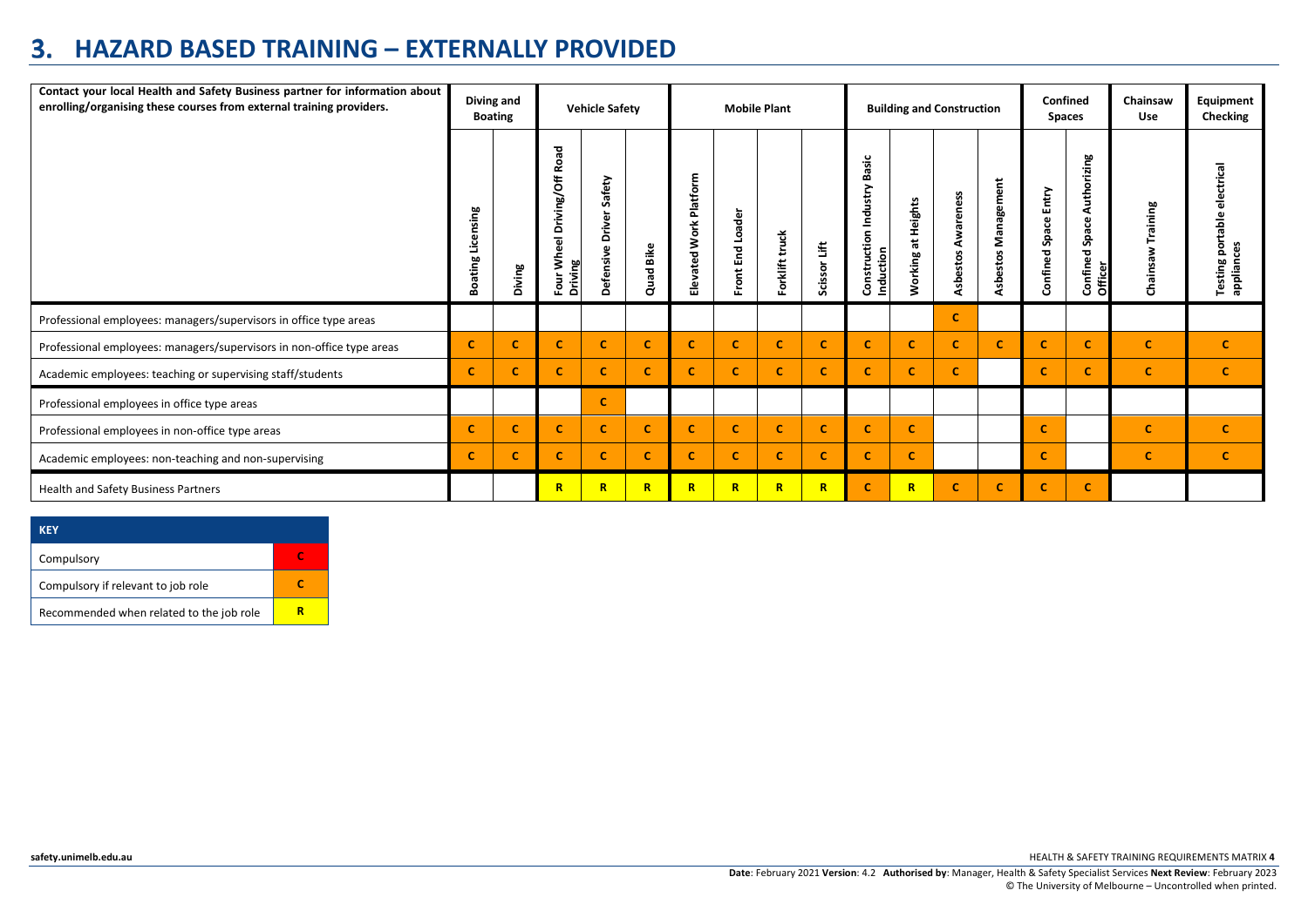# 3. HAZARD BASED TRAINING – EXTERNALLY PROVIDED

| Contact your local Health and Safety Business partner for information about enrolling/organising these courses from external training providers. | Diving and Boating | | Vehicle Safety | | | Mobile Plant | | | | Building and Construction | | | | Confined Spaces | | Chainsaw Use | Equipment Checking |
|---|---|---|---|---|---|---|---|---|---|---|---|---|---|---|---|---|---|
| | Boating Licensing | Diving | Four Wheel Driving/Off Road Driving | Defensive Driver Safety | Quad Bike | Elevated Work Platform | Front End Loader | Forklift truck | Scissor Lift | Construction Industry Basic Induction | Working at Heights | Asbestos Awareness | Asbestos Management | Confined Space Entry | Confined Space Authorizing Officer | Chainsaw Training | Testing portable electrical appliances |
| Professional employees: managers/supervisors in office type areas | | | | | | | | | | | | C | | | | | |
| Professional employees: managers/supervisors in non-office type areas | C | C | C | C | C | C | C | C | C | C | C | C | C | C | C | C | C |
| Academic employees: teaching or supervising staff/students | C | C | C | C | C | C | C | C | C | C | C | C | | C | C | C | C |
| Professional employees in office type areas | | | | C | | | | | | | | | | | | | |
| Professional employees in non-office type areas | C | C | C | C | C | C | C | C | C | C | C | | | C | | C | C |
| Academic employees: non-teaching and non-supervising | C | C | C | C | C | C | C | C | C | C | C | | | C | | C | C |
| Health and Safety Business Partners | | | R | R | R | R | R | R | R | C | R | C | C | C | C | | |

| KEY | |
|---|---|
| Compulsory | C |
| Compulsory if relevant to job role | C |
| Recommended when related to the job role | R |

**Date**: February 2021 **Version**: 4.2 **Authorised by**: Manager, Health & Safety Specialist Services **Next Review**: February 2023
© The University of Melbourne – Uncontrolled when printed.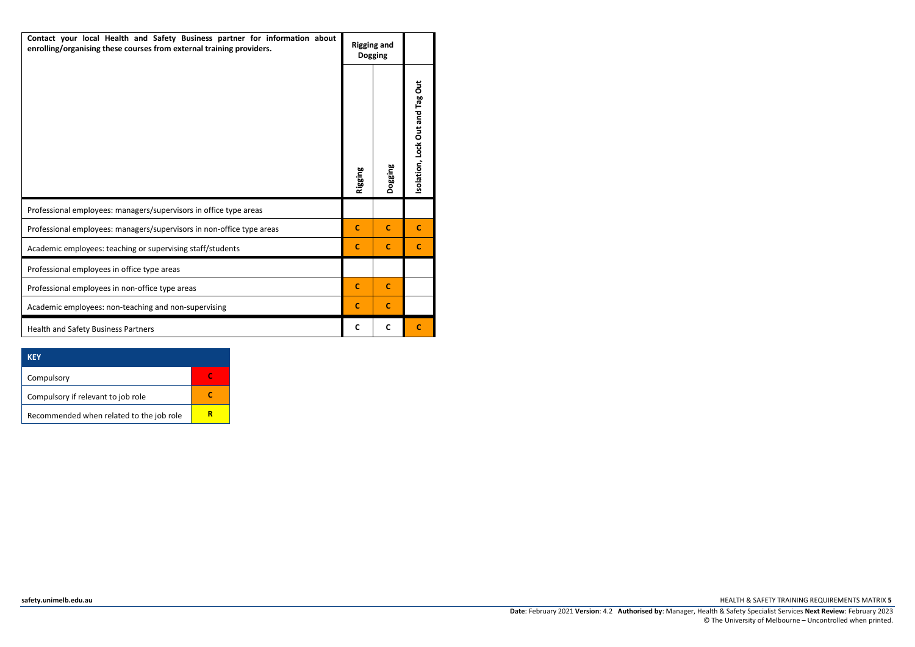| Contact your local Health and Safety Business partner for information about enrolling/organising these courses from external training providers. | Rigging and Dogging | | |
|---|---|---|---|
| | Rigging | Dogging | Isolation, Lock Out and Tag Out |
| Professional employees: managers/supervisors in office type areas | | | |
| Professional employees: managers/supervisors in non-office type areas | C | C | C |
| Academic employees: teaching or supervising staff/students | C | C | C |
| Professional employees in office type areas | | | |
| Professional employees in non-office type areas | C | C | |
| Academic employees: non-teaching and non-supervising | C | C | |
| Health and Safety Business Partners | C | C | C |

| KEY | |
|---|---|
| Compulsory | C |
| Compulsory if relevant to job role | C |
| Recommended when related to the job role | R |

safety.unimelb.edu.au

**Date**: February 2021 **Version**: 4.2 **Authorised by**: Manager, Health & Safety Specialist Services **Next Review**: February 2023
© The University of Melbourne – Uncontrolled when printed.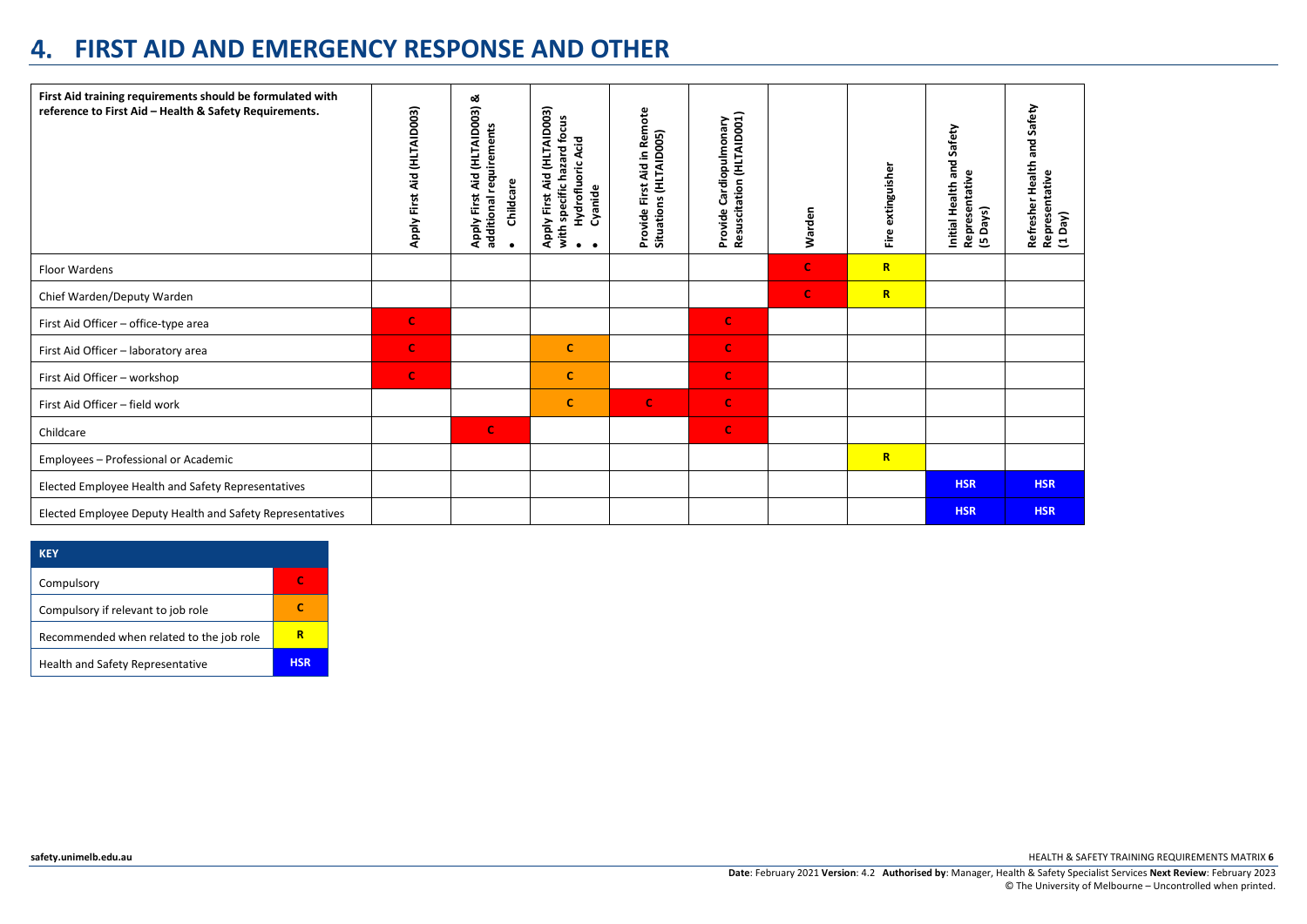## 4. FIRST AID AND EMERGENCY RESPONSE AND OTHER

| First Aid training requirements should be formulated with reference to First Aid – Health & Safety Requirements. | Apply First Aid (HLTAID003) | Apply First Aid (HLTAID003) & additional requirements • Childcare | Apply First Aid (HLTAID003) with specific hazard focus • Hydrofluoric Acid • Cyanide | Provide First Aid in Remote Situations (HLTAID005) | Provide Cardiopulmonary Resuscitation (HLTAID001) | Warden | Fire extinguisher | Initial Health and Safety Representative (5 Days) | Refresher Health and Safety Representative (1 Day) |
|---|---|---|---|---|---|---|---|---|---|
| Floor Wardens | | | | | | C | R | | |
| Chief Warden/Deputy Warden | | | | | | C | R | | |
| First Aid Officer – office-type area | C | | | | C | | | | |
| First Aid Officer – laboratory area | C | | C | | C | | | | |
| First Aid Officer – workshop | C | | C | | C | | | | |
| First Aid Officer – field work | | | C | C | C | | | | |
| Childcare | | C | | | C | | | | |
| Employees – Professional or Academic | | | | | | | R | | |
| Elected Employee Health and Safety Representatives | | | | | | | | HSR | HSR |
| Elected Employee Deputy Health and Safety Representatives | | | | | | | | HSR | HSR |

| KEY | |
|---|---|
| Compulsory | C |
| Compulsory if relevant to job role | C |
| Recommended when related to the job role | R |
| Health and Safety Representative | HSR |

safety.unimelb.edu.au

HEALTH & SAFETY TRAINING REQUIREMENTS MATRIX

**Date**: February 2021 **Version**: 4.2 **Authorised by**: Manager, Health & Safety Specialist Services **Next Review**: February 2023
© The University of Melbourne – Uncontrolled when printed.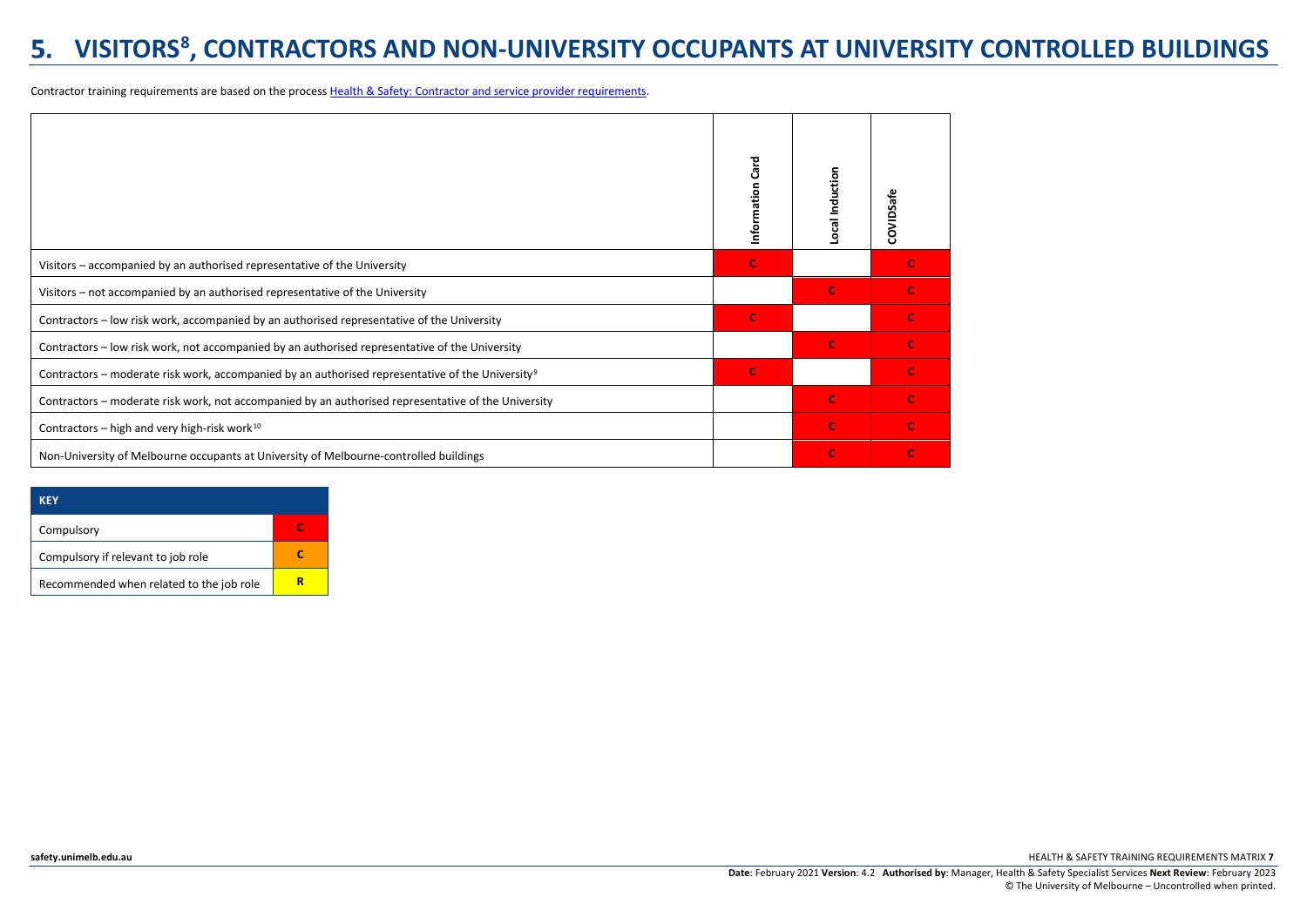# 5. VISITORS[8], CONTRACTORS AND NON-UNIVERSITY OCCUPANTS AT UNIVERSITY CONTROLLED BUILDINGS

Contractor training requirements are based on the process [Health & Safety: Contractor and service provider requirements](Health & Safety: Contractor and service provider requirements).

| | Information Card | Local Induction | COVIDSafe |
|---|---|---|---|
| Visitors – accompanied by an authorised representative of the University | C | | C |
| Visitors – not accompanied by an authorised representative of the University | | C | C |
| Contractors – low risk work, accompanied by an authorised representative of the University | C | | C |
| Contractors – low risk work, not accompanied by an authorised representative of the University | | C | C |
| Contractors – moderate risk work, accompanied by an authorised representative of the University[9] | C | | C |
| Contractors – moderate risk work, not accompanied by an authorised representative of the University | | C | C |
| Contractors – high and very high-risk work[10] | | C | C |
| Non-University of Melbourne occupants at University of Melbourne-controlled buildings | | C | C |

| KEY | |
|---|---|
| Compulsory | C |
| Compulsory if relevant to job role | C |
| Recommended when related to the job role | R |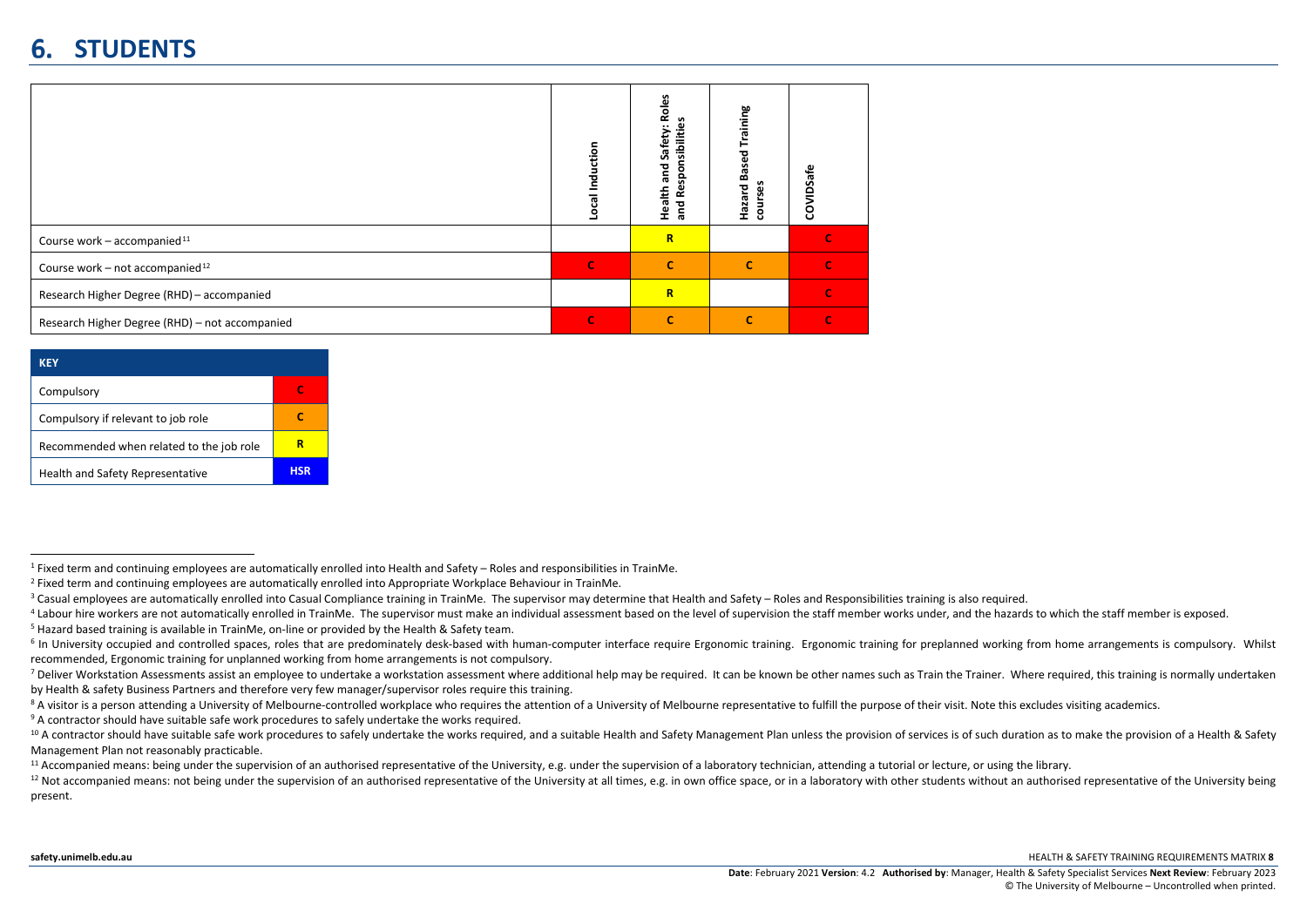# 6. STUDENTS

| | Local Induction | Health and Safety: Roles and Responsibilities | Hazard Based Training courses | COVIDSafe |
|---|---|---|---|---|
| Course work – accompanied[11] | | R | | C |
| Course work – not accompanied[12] | C | C | C | C |
| Research Higher Degree (RHD) – accompanied | | R | | C |
| Research Higher Degree (RHD) – not accompanied | C | C | C | C |

| KEY | |
|---|---|
| Compulsory | C |
| Compulsory if relevant to job role | C |
| Recommended when related to the job role | R |
| Health and Safety Representative | HSR |

---

[1] Fixed term and continuing employees are automatically enrolled into Health and Safety – Roles and responsibilities in TrainMe.

[2] Fixed term and continuing employees are automatically enrolled into Appropriate Workplace Behaviour in TrainMe.

[3] Casual employees are automatically enrolled into Casual Compliance training in TrainMe. The supervisor may determine that Health and Safety – Roles and Responsibilities training is also required.

[4] Labour hire workers are not automatically enrolled in TrainMe. The supervisor must make an individual assessment based on the level of supervision the staff member works under, and the hazards to which the staff member is exposed.

[5] Hazard based training is available in TrainMe, on-line or provided by the Health & Safety team.

[6] In University occupied and controlled spaces, roles that are predominately desk-based with human-computer interface require Ergonomic training. Ergonomic training for preplanned working from home arrangements is compulsory. Whilst recommended, Ergonomic training for unplanned working from home arrangements is not compulsory.

[7] Deliver Workstation Assessments assist an employee to undertake a workstation assessment where additional help may be required. It can be known be other names such as Train the Trainer. Where required, this training is normally undertaken by Health & safety Business Partners and therefore very few manager/supervisor roles require this training.

[8] A visitor is a person attending a University of Melbourne-controlled workplace who requires the attention of a University of Melbourne representative to fulfill the purpose of their visit. Note this excludes visiting academics.

[9] A contractor should have suitable safe work procedures to safely undertake the works required.

[10] A contractor should have suitable safe work procedures to safely undertake the works required, and a suitable Health and Safety Management Plan unless the provision of services is of such duration as to make the provision of a Health & Safety Management Plan not reasonably practicable.

[11] Accompanied means: being under the supervision of an authorised representative of the University, e.g. under the supervision of a laboratory technician, attending a tutorial or lecture, or using the library.

[12] Not accompanied means: not being under the supervision of an authorised representative of the University at all times, e.g. in own office space, or in a laboratory with other students without an authorised representative of the University being present.

**Date**: February 2021 **Version**: 4.2 **Authorised by**: Manager, Health & Safety Specialist Services **Next Review**: February 2023
© The University of Melbourne – Uncontrolled when printed.